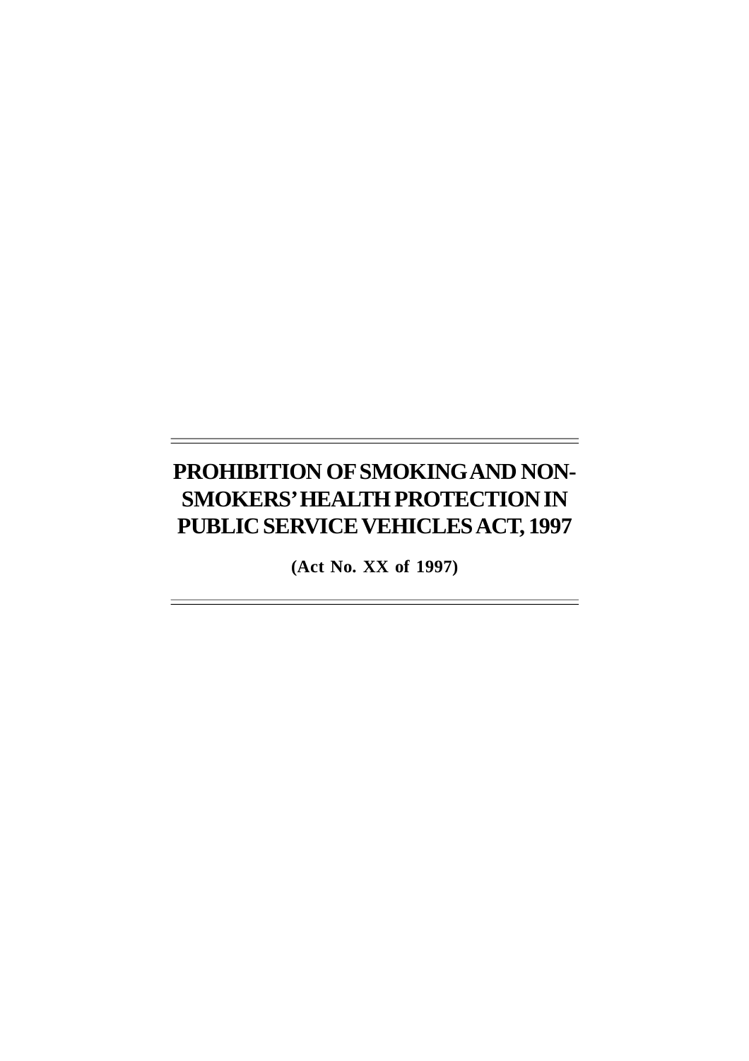# PROHIBITION OF SMOKING AND NON-SMOKERS' HEALTH PROTECTION IN PUBLIC SERVICE VEHICLES ACT, 1997

**(Act No. XX of 1997)**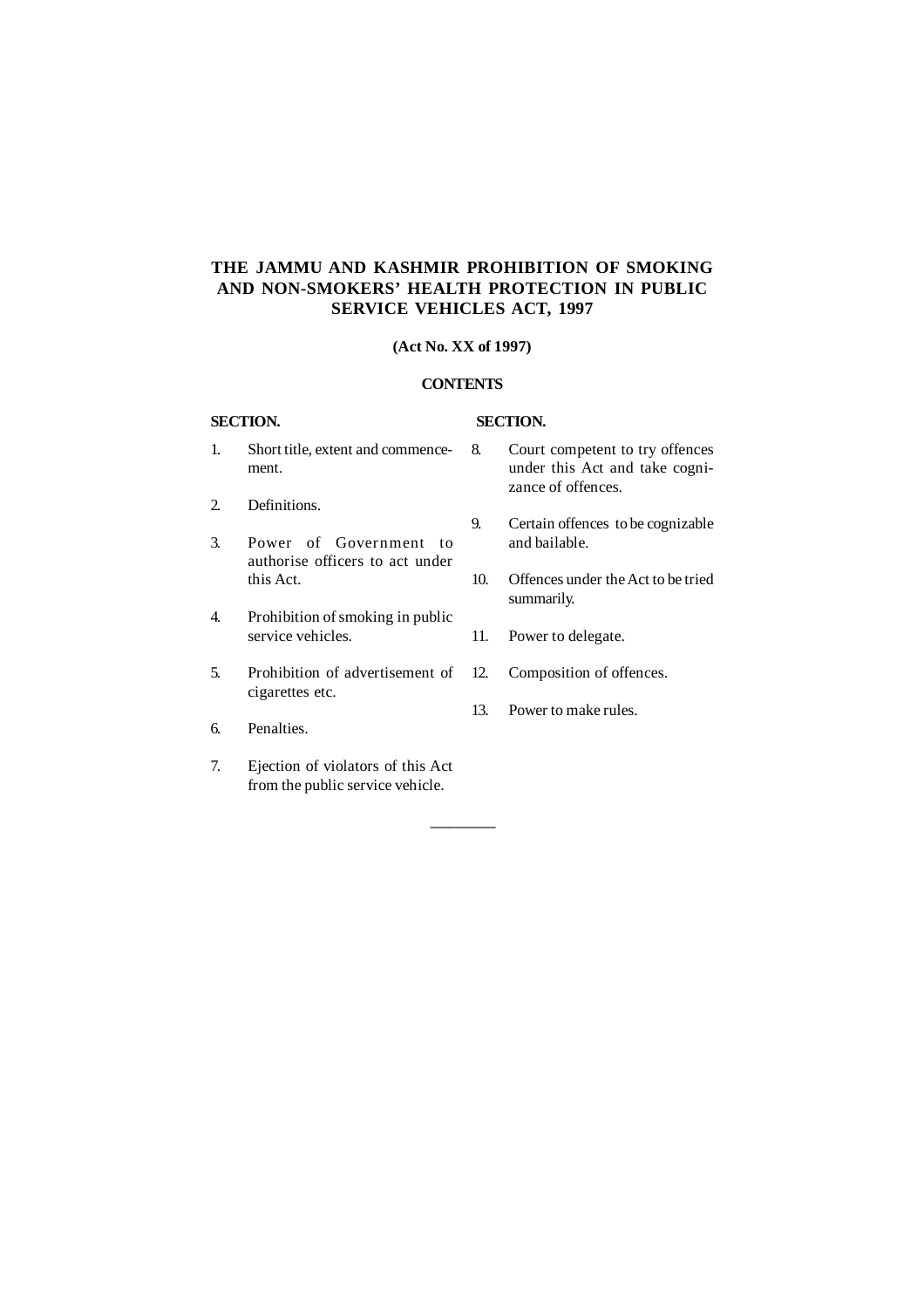# THE JAMMU AND KASHMIR PROHIBITION OF SMOKING AND NON-SMOKERS' HEALTH PROTECTION IN PUBLIC SERVICE VEHICLES ACT, 1997

**(Act No. XX of 1997)**

**CONTENTS**

**SECTION.**

1. Short title, extent and commencement.
2. Definitions.
3. Power of Government to authorise officers to act under this Act.
4. Prohibition of smoking in public service vehicles.
5. Prohibition of advertisement of cigarettes etc.
6. Penalties.
7. Ejection of violators of this Act from the public service vehicle.
8. Court competent to try offences under this Act and take cognizance of offences.
9. Certain offences to be cognizable and bailable.
10. Offences under the Act to be tried summarily.
11. Power to delegate.
12. Composition of offences.
13. Power to make rules.

________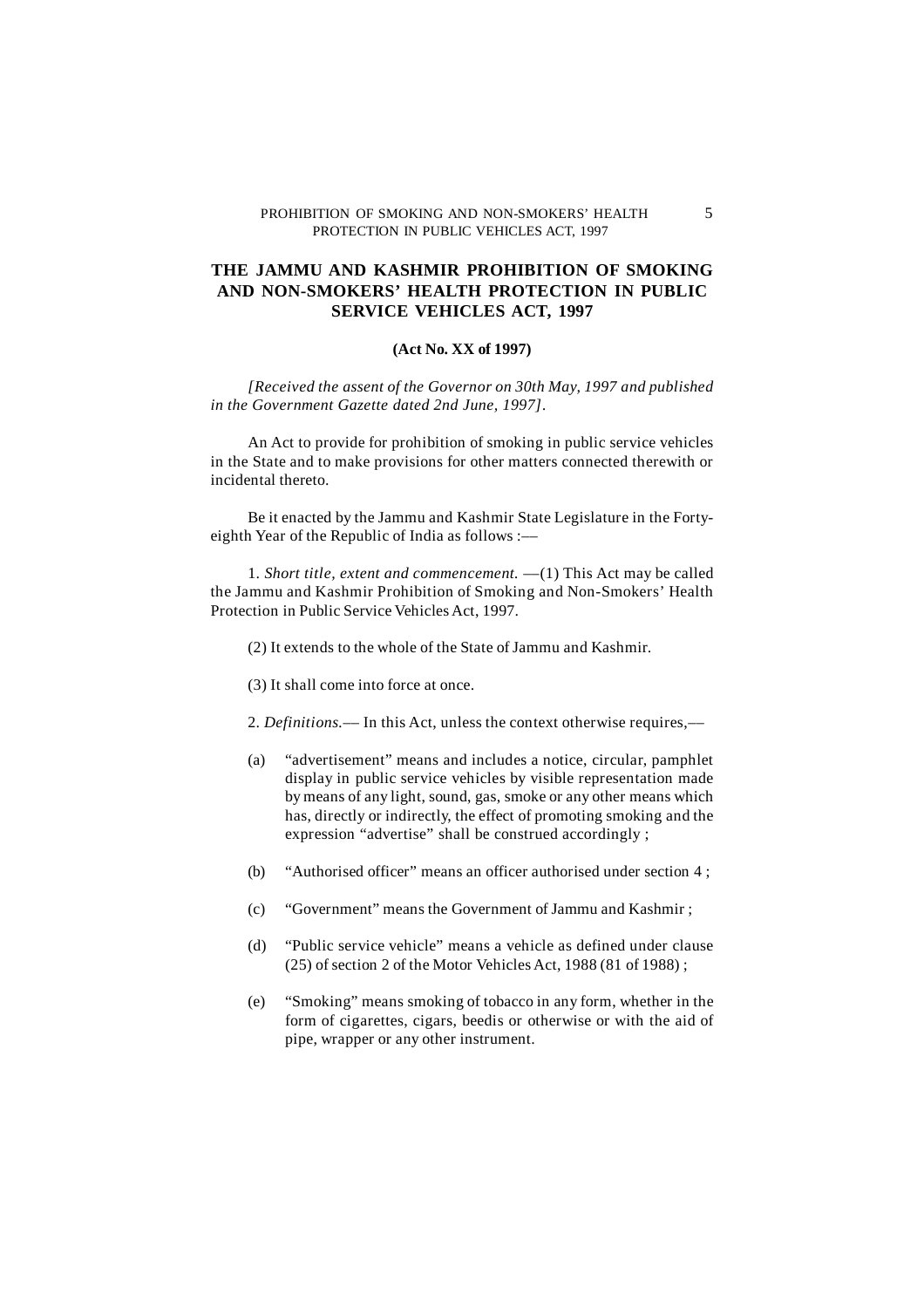# THE JAMMU AND KASHMIR PROHIBITION OF SMOKING AND NON-SMOKERS' HEALTH PROTECTION IN PUBLIC SERVICE VEHICLES ACT, 1997

**(Act No. XX of 1997)**

*[Received the assent of the Governor on 30th May, 1997 and published in the Government Gazette dated 2nd June, 1997].*

An Act to provide for prohibition of smoking in public service vehicles in the State and to make provisions for other matters connected therewith or incidental thereto.

Be it enacted by the Jammu and Kashmir State Legislature in the Forty-eighth Year of the Republic of India as follows :—

1. *Short title, extent and commencement.* —(1) This Act may be called the Jammu and Kashmir Prohibition of Smoking and Non-Smokers' Health Protection in Public Service Vehicles Act, 1997.

(2) It extends to the whole of the State of Jammu and Kashmir.

(3) It shall come into force at once.

2. *Definitions.*— In this Act, unless the context otherwise requires,—

(a) "advertisement" means and includes a notice, circular, pamphlet display in public service vehicles by visible representation made by means of any light, sound, gas, smoke or any other means which has, directly or indirectly, the effect of promoting smoking and the expression "advertise" shall be construed accordingly ;

(b) "Authorised officer" means an officer authorised under section 4 ;

(c) "Government" means the Government of Jammu and Kashmir ;

(d) "Public service vehicle" means a vehicle as defined under clause (25) of section 2 of the Motor Vehicles Act, 1988 (81 of 1988) ;

(e) "Smoking" means smoking of tobacco in any form, whether in the form of cigarettes, cigars, beedis or otherwise or with the aid of pipe, wrapper or any other instrument.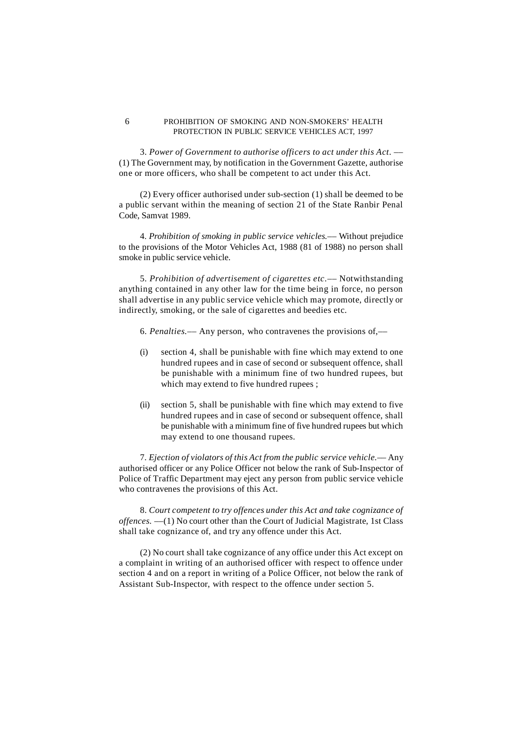3. *Power of Government to authorise officers to act under this Act*. —(1) The Government may, by notification in the Government Gazette, authorise one or more officers, who shall be competent to act under this Act.

(2) Every officer authorised under sub-section (1) shall be deemed to be a public servant within the meaning of section 21 of the State Ranbir Penal Code, Samvat 1989.

4. *Prohibition of smoking in public service vehicles.*— Without prejudice to the provisions of the Motor Vehicles Act, 1988 (81 of 1988) no person shall smoke in public service vehicle.

5. *Prohibition of advertisement of cigarettes etc*.— Notwithstanding anything contained in any other law for the time being in force, no person shall advertise in any public service vehicle which may promote, directly or indirectly, smoking, or the sale of cigarettes and beedies etc.

6. *Penalties.*— Any person, who contravenes the provisions of,—

(i) section 4, shall be punishable with fine which may extend to one hundred rupees and in case of second or subsequent offence, shall be punishable with a minimum fine of two hundred rupees, but which may extend to five hundred rupees ;

(ii) section 5, shall be punishable with fine which may extend to five hundred rupees and in case of second or subsequent offence, shall be punishable with a minimum fine of five hundred rupees but which may extend to one thousand rupees.

7. *Ejection of violators of this Act from the public service vehicle.*— Any authorised officer or any Police Officer not below the rank of Sub-Inspector of Police of Traffic Department may eject any person from public service vehicle who contravenes the provisions of this Act.

8. *Court competent to try offences under this Act and take cognizance of offences.* —(1) No court other than the Court of Judicial Magistrate, 1st Class shall take cognizance of, and try any offence under this Act.

(2) No court shall take cognizance of any office under this Act except on a complaint in writing of an authorised officer with respect to offence under section 4 and on a report in writing of a Police Officer, not below the rank of Assistant Sub-Inspector, with respect to the offence under section 5.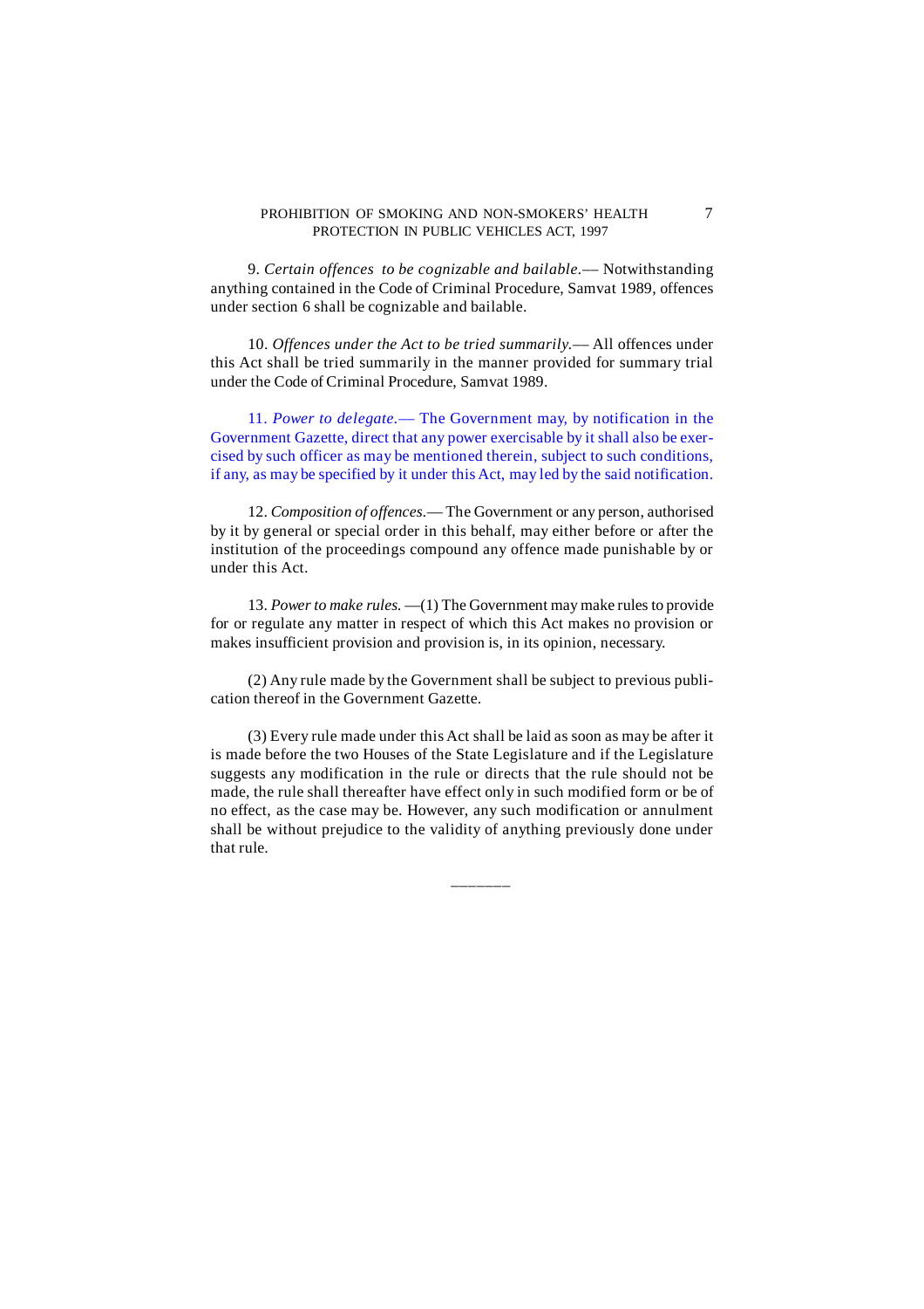9. *Certain offences to be cognizable and bailable*.— Notwithstanding anything contained in the Code of Criminal Procedure, Samvat 1989, offences under section 6 shall be cognizable and bailable.

10. *Offences under the Act to be tried summarily*.— All offences under this Act shall be tried summarily in the manner provided for summary trial under the Code of Criminal Procedure, Samvat 1989.

11. *Power to delegate*.— The Government may, by notification in the Government Gazette, direct that any power exercisable by it shall also be exercised by such officer as may be mentioned therein, subject to such conditions, if any, as may be specified by it under this Act, may led by the said notification.

12. *Composition of offences*.— The Government or any person, authorised by it by general or special order in this behalf, may either before or after the institution of the proceedings compound any offence made punishable by or under this Act.

13. *Power to make rules.* —(1) The Government may make rules to provide for or regulate any matter in respect of which this Act makes no provision or makes insufficient provision and provision is, in its opinion, necessary.

(2) Any rule made by the Government shall be subject to previous publication thereof in the Government Gazette.

(3) Every rule made under this Act shall be laid as soon as may be after it is made before the two Houses of the State Legislature and if the Legislature suggests any modification in the rule or directs that the rule should not be made, the rule shall thereafter have effect only in such modified form or be of no effect, as the case may be. However, any such modification or annulment shall be without prejudice to the validity of anything previously done under that rule.

———